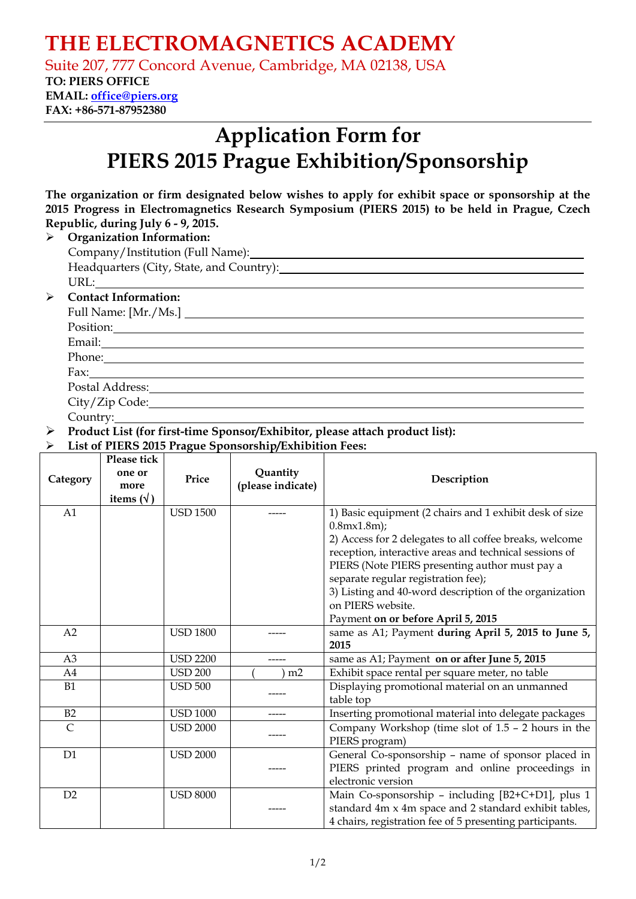# THE ELECTROMAGNETICS ACADEMY

Suite 207, 777 Concord Avenue, Cambridge, MA 02138, USA

**TO: PIERS OFFICE**
**EMAIL: office@piers.org**
**FAX: +86-571-87952380**

# Application Form for PIERS 2015 Prague Exhibition/Sponsorship

**The organization or firm designated below wishes to apply for exhibit space or sponsorship at the 2015 Progress in Electromagnetics Research Symposium (PIERS 2015) to be held in Prague, Czech Republic, during July 6 - 9, 2015.**

- **Organization Information:**
  - Company/Institution (Full Name):
  - Headquarters (City, State, and Country):
  - URL:
- **Contact Information:**
  - Full Name: [Mr./Ms.]
  - Position:
  - Email:
  - Phone:
  - Fax:
  - Postal Address:
  - City/Zip Code:
  - Country:
- **Product List (for first-time Sponsor/Exhibitor, please attach product list):**
- **List of PIERS 2015 Prague Sponsorship/Exhibition Fees:**

| Category | Please tick one or more items (√) | Price | Quantity (please indicate) | Description |
|---|---|---|---|---|
| A1 | | USD 1500 | ----- | 1) Basic equipment (2 chairs and 1 exhibit desk of size 0.8mx1.8m);<br>2) Access for 2 delegates to all coffee breaks, welcome reception, interactive areas and technical sessions of PIERS (Note PIERS presenting author must pay a separate regular registration fee);<br>3) Listing and 40-word description of the organization on PIERS website.<br>Payment **on or before April 5, 2015** |
| A2 | | USD 1800 | ----- | same as A1; Payment **during April 5, 2015 to June 5, 2015** |
| A3 | | USD 2200 | ----- | same as A1; Payment **on or after June 5, 2015** |
| A4 | | USD 200 | (     ) m2 | Exhibit space rental per square meter, no table |
| B1 | | USD 500 | ----- | Displaying promotional material on an unmanned table top |
| B2 | | USD 1000 | ----- | Inserting promotional material into delegate packages |
| C | | USD 2000 | ----- | Company Workshop (time slot of 1.5 – 2 hours in the PIERS program) |
| D1 | | USD 2000 | ----- | General Co-sponsorship – name of sponsor placed in PIERS printed program and online proceedings in electronic version |
| D2 | | USD 8000 | ----- | Main Co-sponsorship – including [B2+C+D1], plus 1 standard 4m x 4m space and 2 standard exhibit tables, 4 chairs, registration fee of 5 presenting participants. |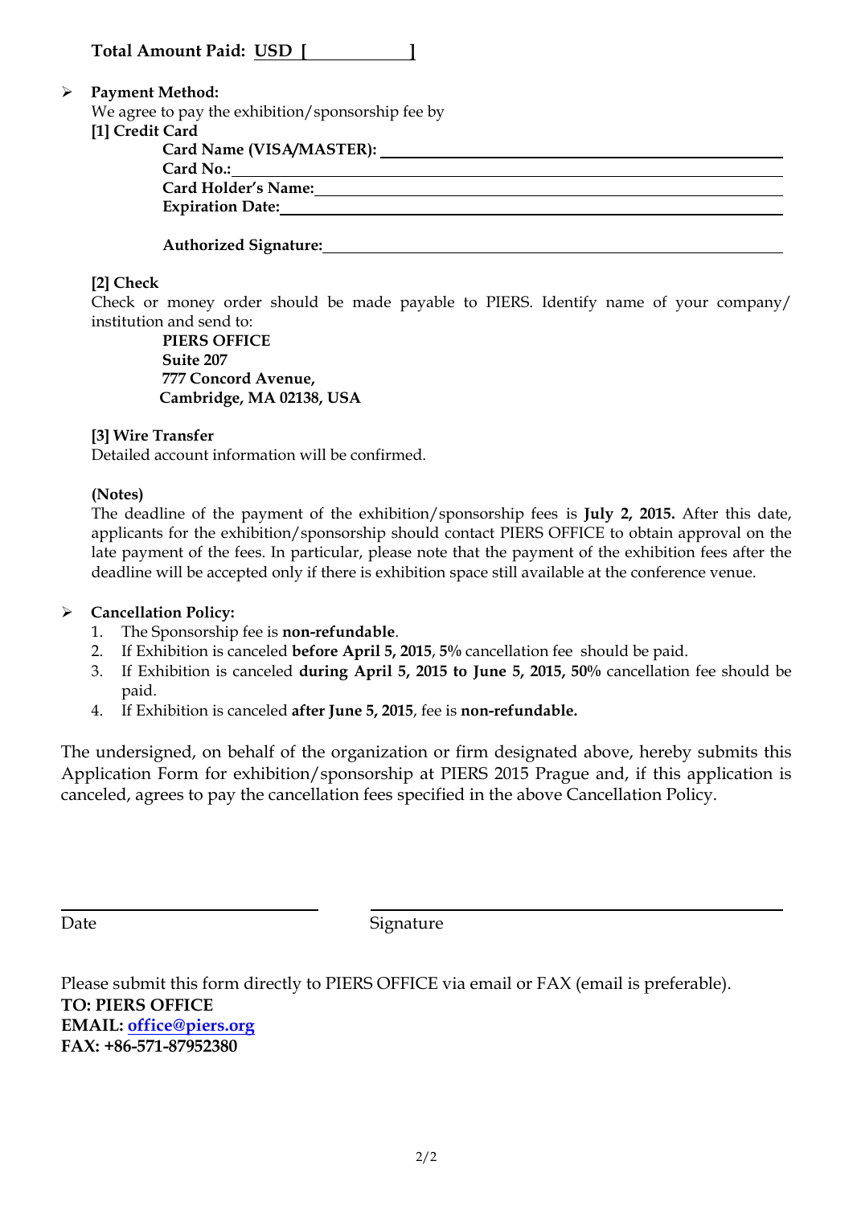**Total Amount Paid: USD [ ]**

- **Payment Method:**

  We agree to pay the exhibition/sponsorship fee by

  **[1] Credit Card**

  **Card Name (VISA/MASTER):** \_\_\_\_\_\_\_\_\_\_\_\_\_\_\_\_

  **Card No.:** \_\_\_\_\_\_\_\_\_\_\_\_\_\_\_\_

  **Card Holder's Name:** \_\_\_\_\_\_\_\_\_\_\_\_\_\_\_\_

  **Expiration Date:** \_\_\_\_\_\_\_\_\_\_\_\_\_\_\_\_

  **Authorized Signature:** \_\_\_\_\_\_\_\_\_\_\_\_\_\_\_\_

  **[2] Check**

  Check or money order should be made payable to PIERS. Identify name of your company/ institution and send to:

  **PIERS OFFICE**
  **Suite 207**
  **777 Concord Avenue,**
  **Cambridge, MA 02138, USA**

  **[3] Wire Transfer**

  Detailed account information will be confirmed.

  **(Notes)**

  The deadline of the payment of the exhibition/sponsorship fees is **July 2, 2015.** After this date, applicants for the exhibition/sponsorship should contact PIERS OFFICE to obtain approval on the late payment of the fees. In particular, please note that the payment of the exhibition fees after the deadline will be accepted only if there is exhibition space still available at the conference venue.

- **Cancellation Policy:**
  1. The Sponsorship fee is **non-refundable**.
  2. If Exhibition is canceled **before April 5, 2015**, **5%** cancellation fee should be paid.
  3. If Exhibition is canceled **during April 5, 2015 to June 5, 2015, 50%** cancellation fee should be paid.
  4. If Exhibition is canceled **after June 5, 2015**, fee is **non-refundable.**

The undersigned, on behalf of the organization or firm designated above, hereby submits this Application Form for exhibition/sponsorship at PIERS 2015 Prague and, if this application is canceled, agrees to pay the cancellation fees specified in the above Cancellation Policy.

\_\_\_\_\_\_\_\_\_\_\_\_\_\_\_\_ \_\_\_\_\_\_\_\_\_\_\_\_\_\_\_\_

Date Signature

Please submit this form directly to PIERS OFFICE via email or FAX (email is preferable).

**TO: PIERS OFFICE**
**EMAIL: office@piers.org**
**FAX: +86-571-87952380**